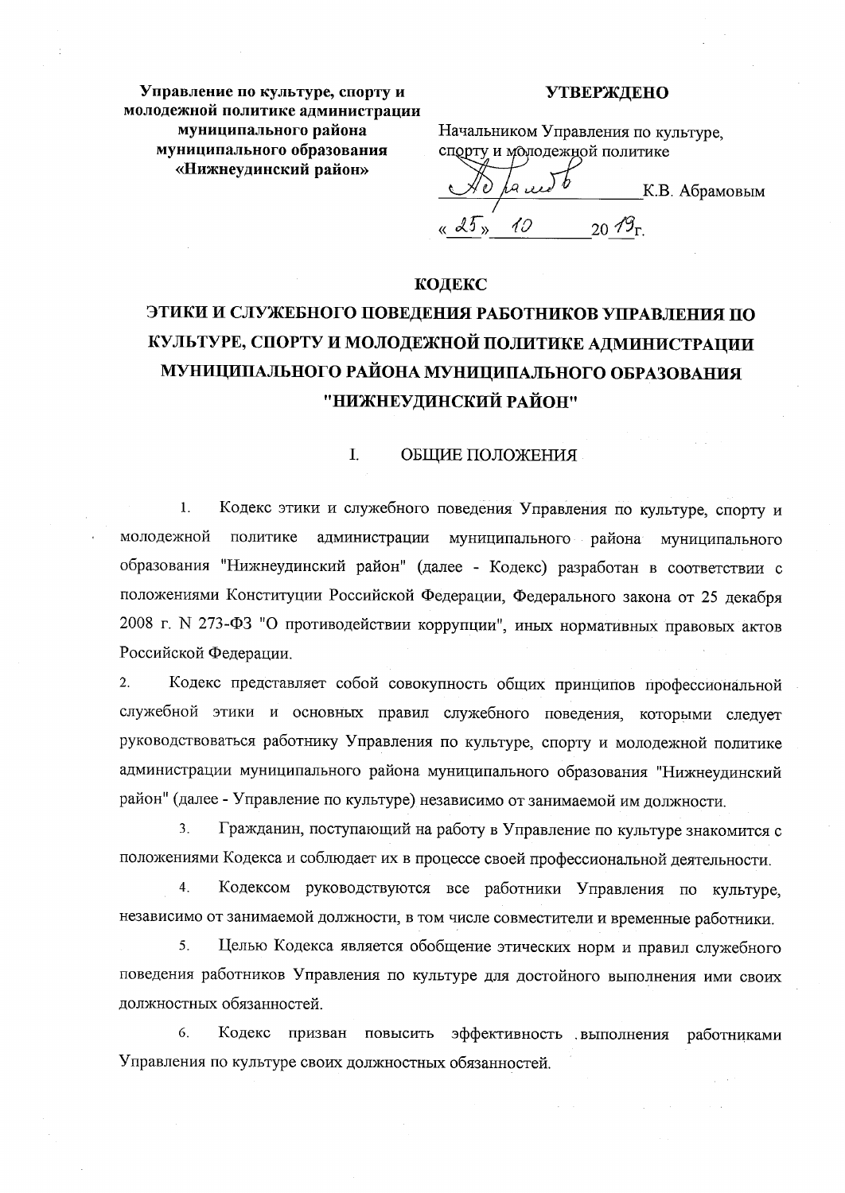**Управление по культуре, спорту и молодежной политике администрации муниципального района муниципального образования «Нижнеудинский район»**

**УТВЕРЖДЕНО**

Начальником Управления по культуре, спорту и молодежной политике

\_\_\_\_\_\_\_\_\_\_\_\_\_\_\_\_ К.В. Абрамовым

«25» 10 2019г.

# КОДЕКС

# ЭТИКИ И СЛУЖЕБНОГО ПОВЕДЕНИЯ РАБОТНИКОВ УПРАВЛЕНИЯ ПО КУЛЬТУРЕ, СПОРТУ И МОЛОДЕЖНОЙ ПОЛИТИКЕ АДМИНИСТРАЦИИ МУНИЦИПАЛЬНОГО РАЙОНА МУНИЦИПАЛЬНОГО ОБРАЗОВАНИЯ "НИЖНЕУДИНСКИЙ РАЙОН"

## I. ОБЩИЕ ПОЛОЖЕНИЯ

1. Кодекс этики и служебного поведения Управления по культуре, спорту и молодежной политике администрации муниципального района муниципального образования "Нижнеудинский район" (далее - Кодекс) разработан в соответствии с положениями Конституции Российской Федерации, Федерального закона от 25 декабря 2008 г. N 273-ФЗ "О противодействии коррупции", иных нормативных правовых актов Российской Федерации.

2. Кодекс представляет собой совокупность общих принципов профессиональной служебной этики и основных правил служебного поведения, которыми следует руководствоваться работнику Управления по культуре, спорту и молодежной политике администрации муниципального района муниципального образования "Нижнеудинский район" (далее - Управление по культуре) независимо от занимаемой им должности.

3. Гражданин, поступающий на работу в Управление по культуре знакомится с положениями Кодекса и соблюдает их в процессе своей профессиональной деятельности.

4. Кодексом руководствуются все работники Управления по культуре, независимо от занимаемой должности, в том числе совместители и временные работники.

5. Целью Кодекса является обобщение этических норм и правил служебного поведения работников Управления по культуре для достойного выполнения ими своих должностных обязанностей.

6. Кодекс призван повысить эффективность выполнения работниками Управления по культуре своих должностных обязанностей.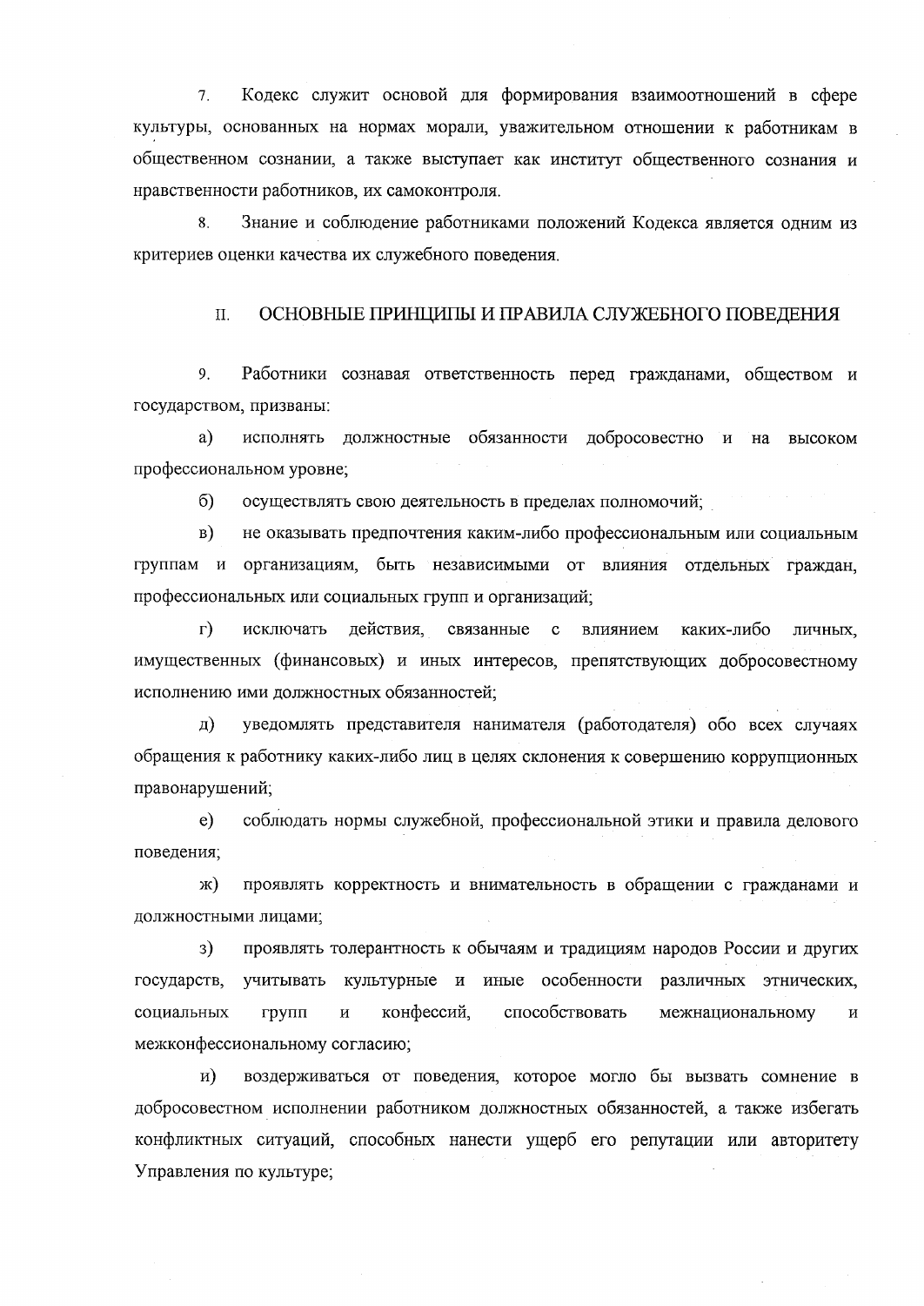7. Кодекс служит основой для формирования взаимоотношений в сфере культуры, основанных на нормах морали, уважительном отношении к работникам в общественном сознании, а также выступает как институт общественного сознания и нравственности работников, их самоконтроля.

8. Знание и соблюдение работниками положений Кодекса является одним из критериев оценки качества их служебного поведения.

## II. ОСНОВНЫЕ ПРИНЦИПЫ И ПРАВИЛА СЛУЖЕБНОГО ПОВЕДЕНИЯ

9. Работники сознавая ответственность перед гражданами, обществом и государством, призваны:

а) исполнять должностные обязанности добросовестно и на высоком профессиональном уровне;

б) осуществлять свою деятельность в пределах полномочий;

в) не оказывать предпочтения каким-либо профессиональным или социальным группам и организациям, быть независимыми от влияния отдельных граждан, профессиональных или социальных групп и организаций;

г) исключать действия, связанные с влиянием каких-либо личных, имущественных (финансовых) и иных интересов, препятствующих добросовестному исполнению ими должностных обязанностей;

д) уведомлять представителя нанимателя (работодателя) обо всех случаях обращения к работнику каких-либо лиц в целях склонения к совершению коррупционных правонарушений;

е) соблюдать нормы служебной, профессиональной этики и правила делового поведения;

ж) проявлять корректность и внимательность в обращении с гражданами и должностными лицами;

з) проявлять толерантность к обычаям и традициям народов России и других государств, учитывать культурные и иные особенности различных этнических, социальных групп и конфессий, способствовать межнациональному и межконфессиональному согласию;

и) воздерживаться от поведения, которое могло бы вызвать сомнение в добросовестном исполнении работником должностных обязанностей, а также избегать конфликтных ситуаций, способных нанести ущерб его репутации или авторитету Управления по культуре;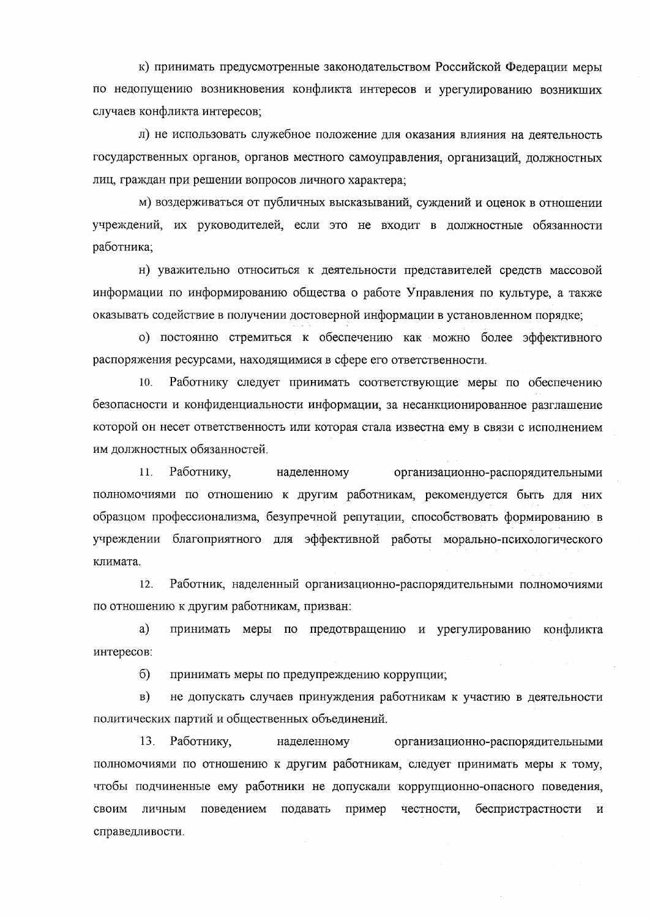к) принимать предусмотренные законодательством Российской Федерации меры по недопущению возникновения конфликта интересов и урегулированию возникших случаев конфликта интересов;

л) не использовать служебное положение для оказания влияния на деятельность государственных органов, органов местного самоуправления, организаций, должностных лиц, граждан при решении вопросов личного характера;

м) воздерживаться от публичных высказываний, суждений и оценок в отношении учреждений, их руководителей, если это не входит в должностные обязанности работника;

н) уважительно относиться к деятельности представителей средств массовой информации по информированию общества о работе Управления по культуре, а также оказывать содействие в получении достоверной информации в установленном порядке;

о) постоянно стремиться к обеспечению как можно более эффективного распоряжения ресурсами, находящимися в сфере его ответственности.

10. Работнику следует принимать соответствующие меры по обеспечению безопасности и конфиденциальности информации, за несанкционированное разглашение которой он несет ответственность или которая стала известна ему в связи с исполнением им должностных обязанностей.

11. Работнику, наделенному организационно-распорядительными полномочиями по отношению к другим работникам, рекомендуется быть для них образцом профессионализма, безупречной репутации, способствовать формированию в учреждении благоприятного для эффективной работы морально-психологического климата.

12. Работник, наделенный организационно-распорядительными полномочиями по отношению к другим работникам, призван:

а) принимать меры по предотвращению и урегулированию конфликта интересов:

б) принимать меры по предупреждению коррупции;

в) не допускать случаев принуждения работникам к участию в деятельности политических партий и общественных объединений.

13. Работнику, наделенному организационно-распорядительными полномочиями по отношению к другим работникам, следует принимать меры к тому, чтобы подчиненные ему работники не допускали коррупционно-опасного поведения, своим личным поведением подавать пример честности, беспристрастности и справедливости.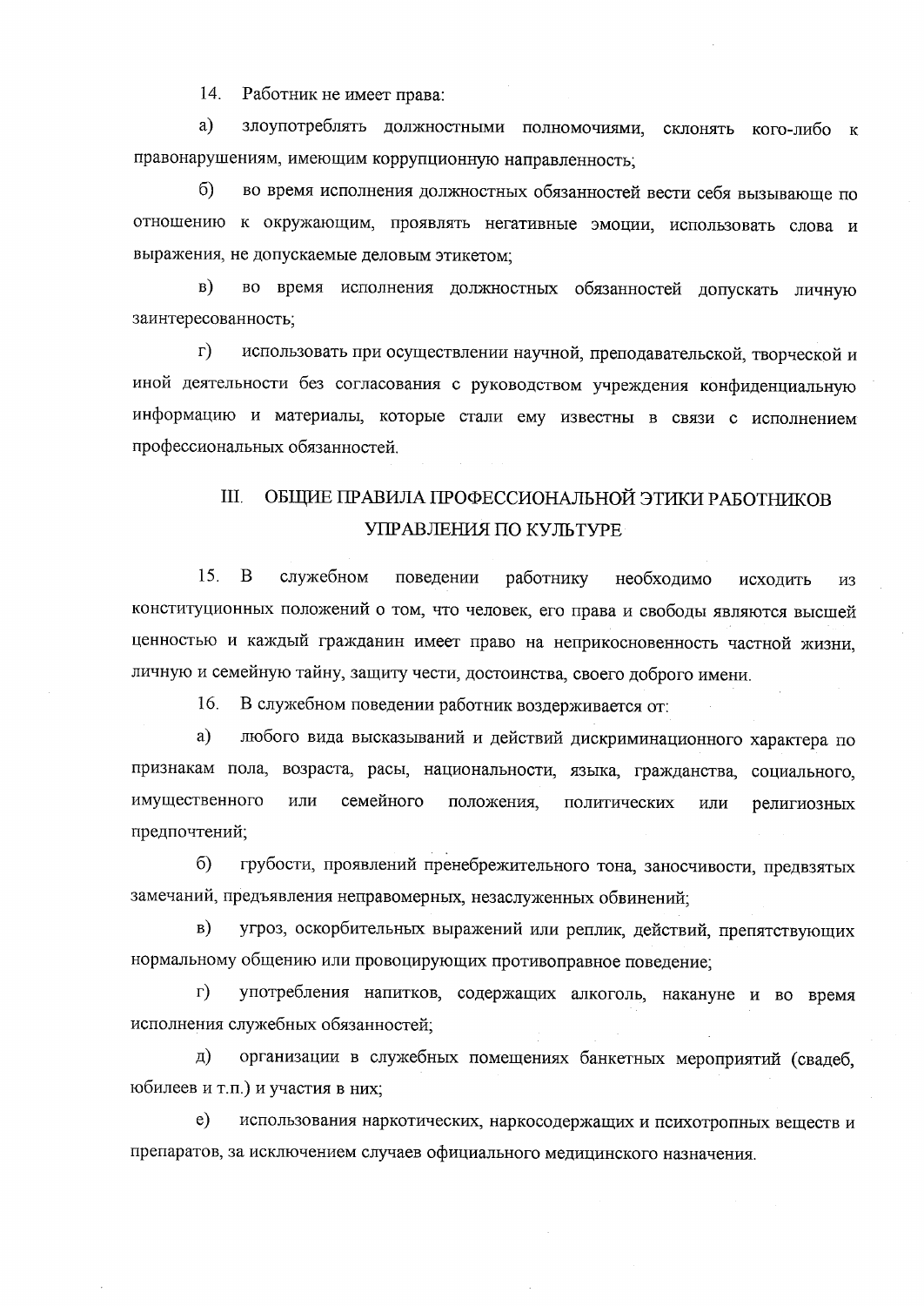14. Работник не имеет права:

а) злоупотреблять должностными полномочиями, склонять кого-либо к правонарушениям, имеющим коррупционную направленность;

б) во время исполнения должностных обязанностей вести себя вызывающе по отношению к окружающим, проявлять негативные эмоции, использовать слова и выражения, не допускаемые деловым этикетом;

в) во время исполнения должностных обязанностей допускать личную заинтересованность;

г) использовать при осуществлении научной, преподавательской, творческой и иной деятельности без согласования с руководством учреждения конфиденциальную информацию и материалы, которые стали ему известны в связи с исполнением профессиональных обязанностей.

## III. ОБЩИЕ ПРАВИЛА ПРОФЕССИОНАЛЬНОЙ ЭТИКИ РАБОТНИКОВ УПРАВЛЕНИЯ ПО КУЛЬТУРЕ

15. В служебном поведении работнику необходимо исходить из конституционных положений о том, что человек, его права и свободы являются высшей ценностью и каждый гражданин имеет право на неприкосновенность частной жизни, личную и семейную тайну, защиту чести, достоинства, своего доброго имени.

16. В служебном поведении работник воздерживается от:

а) любого вида высказываний и действий дискриминационного характера по признакам пола, возраста, расы, национальности, языка, гражданства, социального, имущественного или семейного положения, политических или религиозных предпочтений;

б) грубости, проявлений пренебрежительного тона, заносчивости, предвзятых замечаний, предъявления неправомерных, незаслуженных обвинений;

в) угроз, оскорбительных выражений или реплик, действий, препятствующих нормальному общению или провоцирующих противоправное поведение;

г) употребления напитков, содержащих алкоголь, накануне и во время исполнения служебных обязанностей;

д) организации в служебных помещениях банкетных мероприятий (свадеб, юбилеев и т.п.) и участия в них;

е) использования наркотических, наркосодержащих и психотропных веществ и препаратов, за исключением случаев официального медицинского назначения.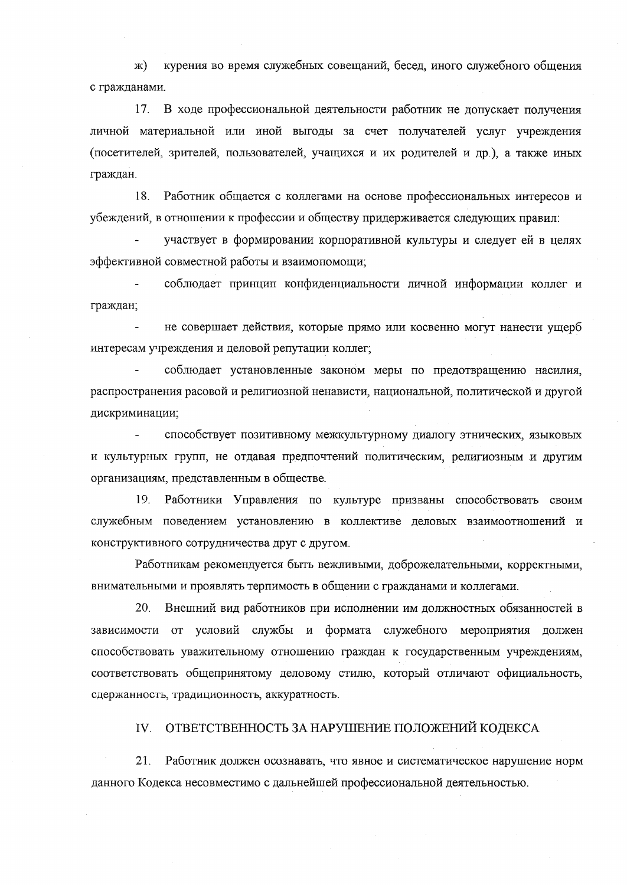ж) курения во время служебных совещаний, бесед, иного служебного общения с гражданами.

17. В ходе профессиональной деятельности работник не допускает получения личной материальной или иной выгоды за счет получателей услуг учреждения (посетителей, зрителей, пользователей, учащихся и их родителей и др.), а также иных граждан.

18. Работник общается с коллегами на основе профессиональных интересов и убеждений, в отношении к профессии и обществу придерживается следующих правил:

- участвует в формировании корпоративной культуры и следует ей в целях эффективной совместной работы и взаимопомощи;
- соблюдает принцип конфиденциальности личной информации коллег и граждан;
- не совершает действия, которые прямо или косвенно могут нанести ущерб интересам учреждения и деловой репутации коллег;
- соблюдает установленные законом меры по предотвращению насилия, распространения расовой и религиозной ненависти, национальной, политической и другой дискриминации;
- способствует позитивному межкультурному диалогу этнических, языковых и культурных групп, не отдавая предпочтений политическим, религиозным и другим организациям, представленным в обществе.

19. Работники Управления по культуре призваны способствовать своим служебным поведением установлению в коллективе деловых взаимоотношений и конструктивного сотрудничества друг с другом.

Работникам рекомендуется быть вежливыми, доброжелательными, корректными, внимательными и проявлять терпимость в общении с гражданами и коллегами.

20. Внешний вид работников при исполнении им должностных обязанностей в зависимости от условий службы и формата служебного мероприятия должен способствовать уважительному отношению граждан к государственным учреждениям, соответствовать общепринятому деловому стилю, который отличают официальность, сдержанность, традиционность, аккуратность.

## IV. ОТВЕТСТВЕННОСТЬ ЗА НАРУШЕНИЕ ПОЛОЖЕНИЙ КОДЕКСА

21. Работник должен осознавать, что явное и систематическое нарушение норм данного Кодекса несовместимо с дальнейшей профессиональной деятельностью.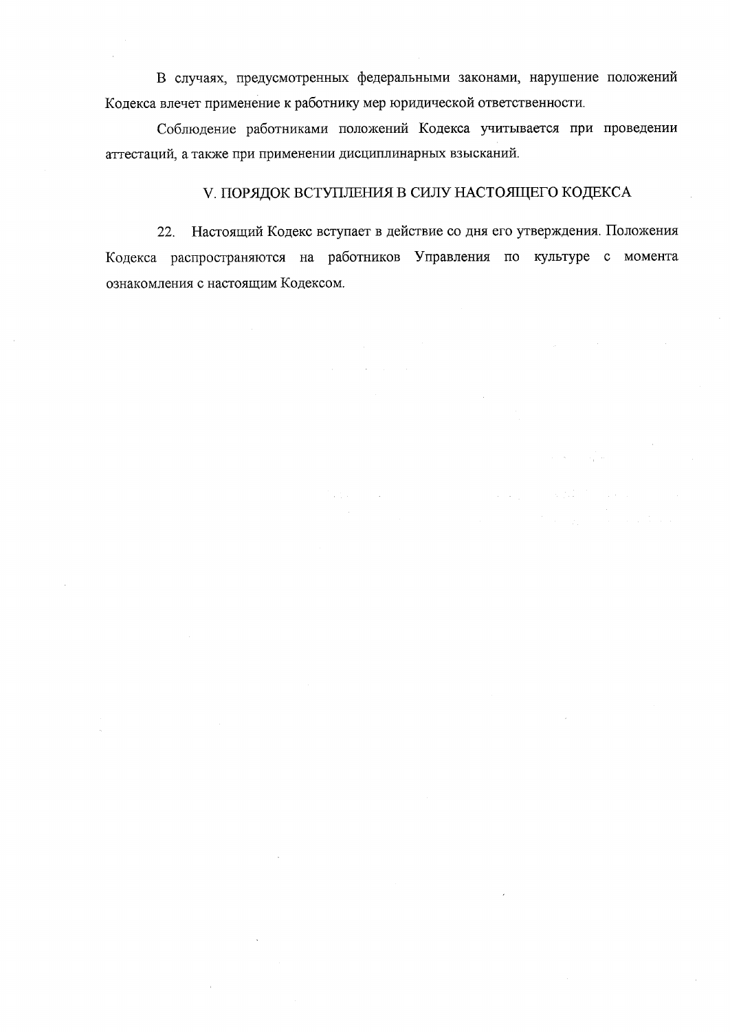В случаях, предусмотренных федеральными законами, нарушение положений Кодекса влечет применение к работнику мер юридической ответственности.

Соблюдение работниками положений Кодекса учитывается при проведении аттестаций, а также при применении дисциплинарных взысканий.

## V. ПОРЯДОК ВСТУПЛЕНИЯ В СИЛУ НАСТОЯЩЕГО КОДЕКСА

22. Настоящий Кодекс вступает в действие со дня его утверждения. Положения Кодекса распространяются на работников Управления по культуре с момента ознакомления с настоящим Кодексом.